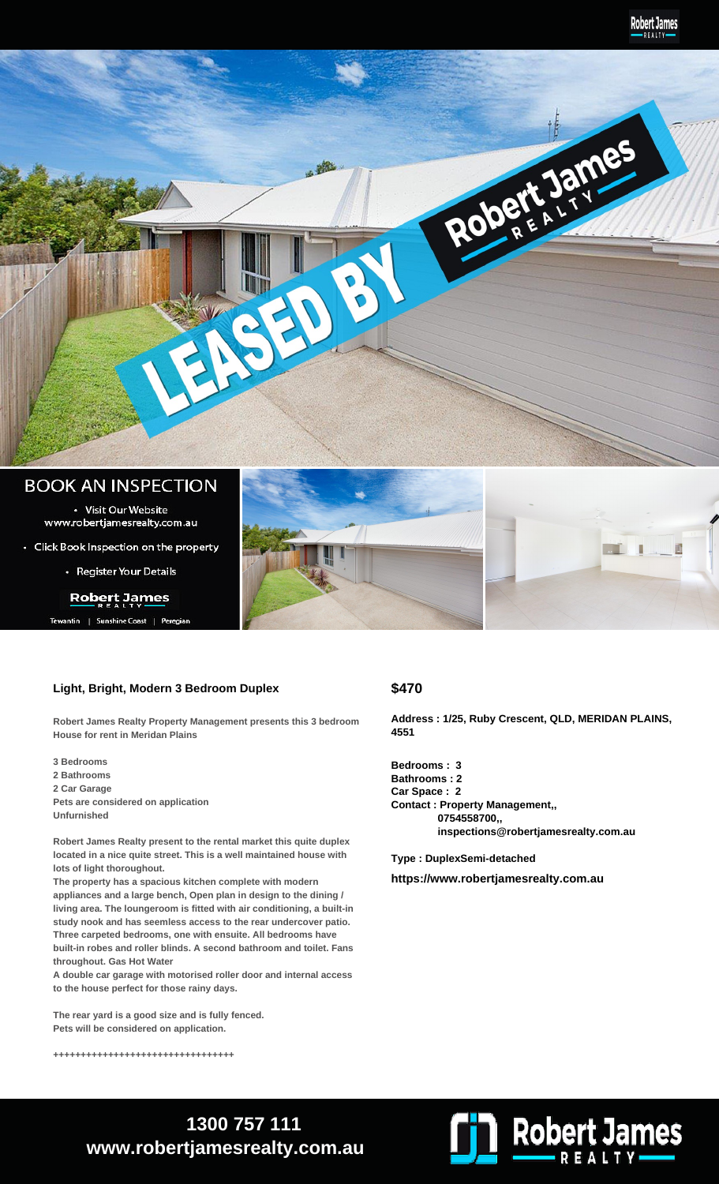## Light, Bright, Modern 3 Bedroom Duplex

**Robert James Realty Property Management presents this 3 bedroom House for rent in Meridan Plains**

**3 Bedrooms**
**2 Bathrooms**
**2 Car Garage**
**Pets are considered on application**
**Unfurnished**

**Robert James Realty present to the rental market this quite duplex located in a nice quite street. This is a well maintained house with lots of light thoroughout.**
**The property has a spacious kitchen complete with modern appliances and a large bench, Open plan in design to the dining / living area. The loungeroom is fitted with air conditioning, a built-in study nook and has seemless access to the rear undercover patio. Three carpeted bedrooms, one with ensuite. All bedrooms have built-in robes and roller blinds. A second bathroom and toilet. Fans throughout. Gas Hot Water**
**A double car garage with motorised roller door and internal access to the house perfect for those rainy days.**

**The rear yard is a good size and is fully fenced.**
**Pets will be considered on application.**

++++++++++++++++++++++++++++++++

## $470

**Address : 1/25, Ruby Crescent, QLD, MERIDAN PLAINS, 4551**

**Bedrooms : 3**
**Bathrooms : 2**
**Car Space : 2**
**Contact : Property Management,,**
**0754558700,,**
**inspections@robertjamesrealty.com.au**

**Type : DuplexSemi-detached**

**https://www.robertjamesrealty.com.au**

**1300 757 111**
**www.robertjamesrealty.com.au**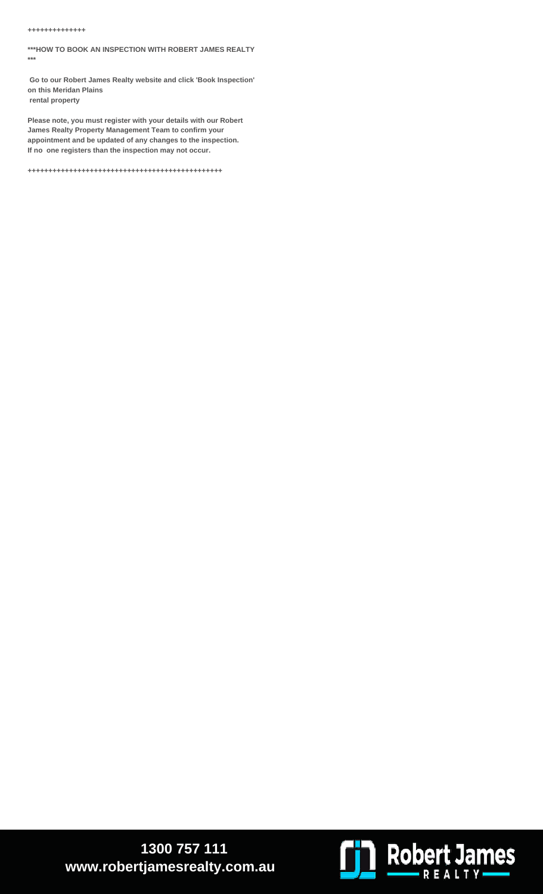++++++++++++++

***HOW TO BOOK AN INSPECTION WITH ROBERT JAMES REALTY ***

Go to our Robert James Realty website and click 'Book Inspection' on this Meridan Plains rental property

Please note, you must register with your details with our Robert James Realty Property Management Team to confirm your appointment and be updated of any changes to the inspection. If no one registers than the inspection may not occur.

+++++++++++++++++++++++++++++++++++++++++++++++